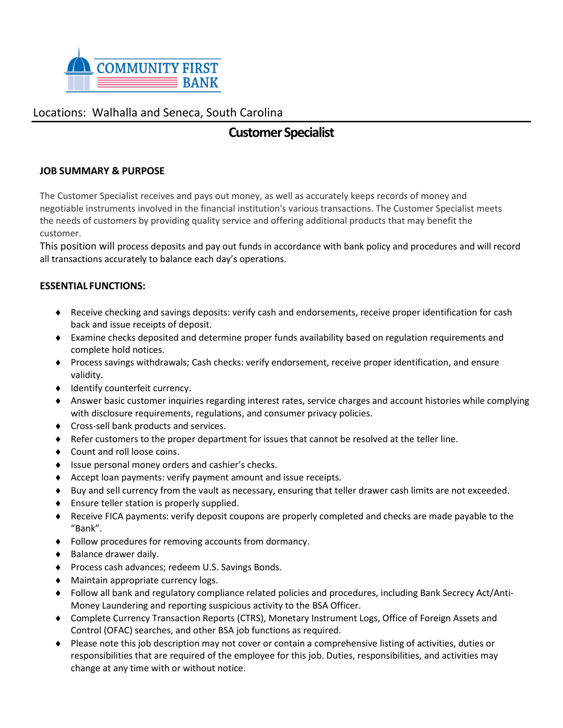COMMUNITY FIRST BANK

Locations: Walhalla and Seneca, South Carolina

# Customer Specialist

## JOB SUMMARY & PURPOSE

The Customer Specialist receives and pays out money, as well as accurately keeps records of money and negotiable instruments involved in the financial institution's various transactions. The Customer Specialist meets the needs of customers by providing quality service and offering additional products that may benefit the customer.

This position will process deposits and pay out funds in accordance with bank policy and procedures and will record all transactions accurately to balance each day's operations.

## ESSENTIAL FUNCTIONS:

- Receive checking and savings deposits: verify cash and endorsements, receive proper identification for cash back and issue receipts of deposit.
- Examine checks deposited and determine proper funds availability based on regulation requirements and complete hold notices.
- Process savings withdrawals; Cash checks: verify endorsement, receive proper identification, and ensure validity.
- Identify counterfeit currency.
- Answer basic customer inquiries regarding interest rates, service charges and account histories while complying with disclosure requirements, regulations, and consumer privacy policies.
- Cross-sell bank products and services.
- Refer customers to the proper department for issues that cannot be resolved at the teller line.
- Count and roll loose coins.
- Issue personal money orders and cashier's checks.
- Accept loan payments: verify payment amount and issue receipts.
- Buy and sell currency from the vault as necessary, ensuring that teller drawer cash limits are not exceeded.
- Ensure teller station is properly supplied.
- Receive FICA payments: verify deposit coupons are properly completed and checks are made payable to the "Bank".
- Follow procedures for removing accounts from dormancy.
- Balance drawer daily.
- Process cash advances; redeem U.S. Savings Bonds.
- Maintain appropriate currency logs.
- Follow all bank and regulatory compliance related policies and procedures, including Bank Secrecy Act/Anti-Money Laundering and reporting suspicious activity to the BSA Officer.
- Complete Currency Transaction Reports (CTRS), Monetary Instrument Logs, Office of Foreign Assets and Control (OFAC) searches, and other BSA job functions as required.
- Please note this job description may not cover or contain a comprehensive listing of activities, duties or responsibilities that are required of the employee for this job. Duties, responsibilities, and activities may change at any time with or without notice.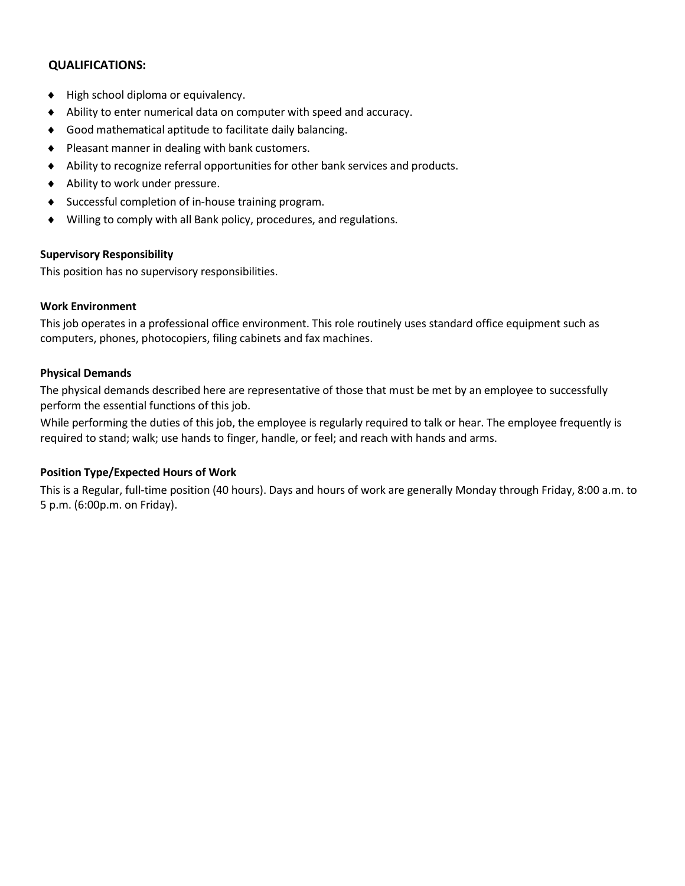## QUALIFICATIONS:

- High school diploma or equivalency.
- Ability to enter numerical data on computer with speed and accuracy.
- Good mathematical aptitude to facilitate daily balancing.
- Pleasant manner in dealing with bank customers.
- Ability to recognize referral opportunities for other bank services and products.
- Ability to work under pressure.
- Successful completion of in-house training program.
- Willing to comply with all Bank policy, procedures, and regulations.

### Supervisory Responsibility

This position has no supervisory responsibilities.

### Work Environment

This job operates in a professional office environment. This role routinely uses standard office equipment such as computers, phones, photocopiers, filing cabinets and fax machines.

### Physical Demands

The physical demands described here are representative of those that must be met by an employee to successfully perform the essential functions of this job.

While performing the duties of this job, the employee is regularly required to talk or hear. The employee frequently is required to stand; walk; use hands to finger, handle, or feel; and reach with hands and arms.

### Position Type/Expected Hours of Work

This is a Regular, full-time position (40 hours). Days and hours of work are generally Monday through Friday, 8:00 a.m. to 5 p.m. (6:00p.m. on Friday).